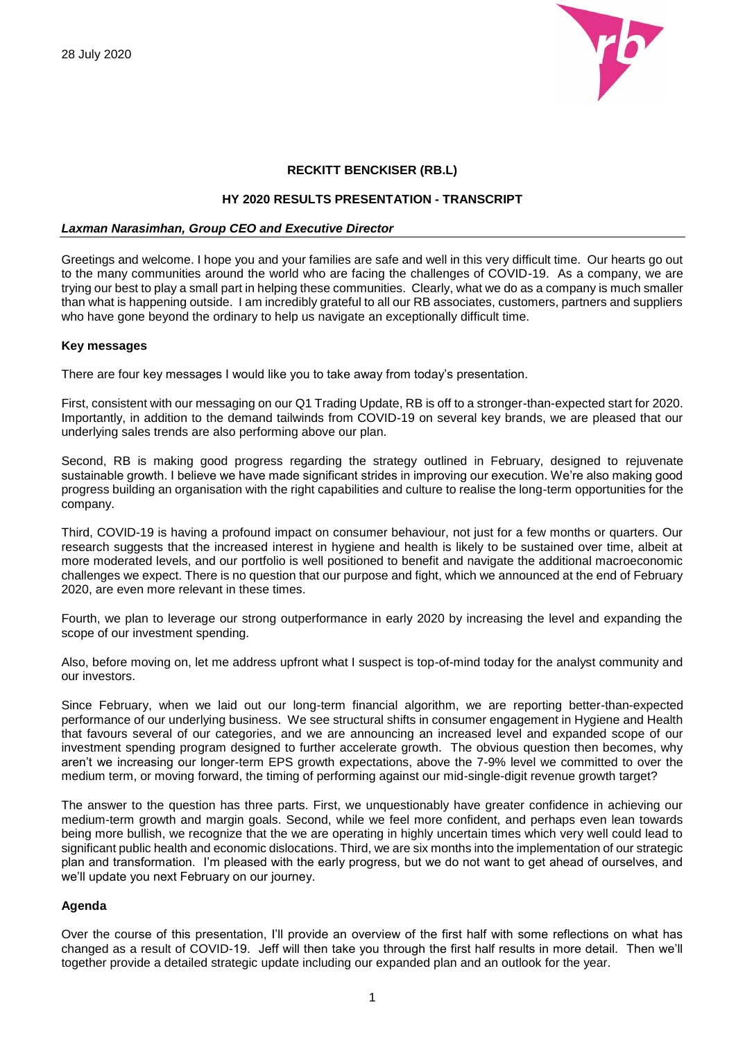28 July 2020

**RECKITT BENCKISER (RB.L)**

**HY 2020 RESULTS PRESENTATION - TRANSCRIPT**

***Laxman Narasimhan, Group CEO and Executive Director***

Greetings and welcome. I hope you and your families are safe and well in this very difficult time. Our hearts go out to the many communities around the world who are facing the challenges of COVID-19. As a company, we are trying our best to play a small part in helping these communities. Clearly, what we do as a company is much smaller than what is happening outside. I am incredibly grateful to all our RB associates, customers, partners and suppliers who have gone beyond the ordinary to help us navigate an exceptionally difficult time.

**Key messages**

There are four key messages I would like you to take away from today's presentation.

First, consistent with our messaging on our Q1 Trading Update, RB is off to a stronger-than-expected start for 2020. Importantly, in addition to the demand tailwinds from COVID-19 on several key brands, we are pleased that our underlying sales trends are also performing above our plan.

Second, RB is making good progress regarding the strategy outlined in February, designed to rejuvenate sustainable growth. I believe we have made significant strides in improving our execution. We're also making good progress building an organisation with the right capabilities and culture to realise the long-term opportunities for the company.

Third, COVID-19 is having a profound impact on consumer behaviour, not just for a few months or quarters. Our research suggests that the increased interest in hygiene and health is likely to be sustained over time, albeit at more moderated levels, and our portfolio is well positioned to benefit and navigate the additional macroeconomic challenges we expect. There is no question that our purpose and fight, which we announced at the end of February 2020, are even more relevant in these times.

Fourth, we plan to leverage our strong outperformance in early 2020 by increasing the level and expanding the scope of our investment spending.

Also, before moving on, let me address upfront what I suspect is top-of-mind today for the analyst community and our investors.

Since February, when we laid out our long-term financial algorithm, we are reporting better-than-expected performance of our underlying business. We see structural shifts in consumer engagement in Hygiene and Health that favours several of our categories, and we are announcing an increased level and expanded scope of our investment spending program designed to further accelerate growth. The obvious question then becomes, why aren't we increasing our longer-term EPS growth expectations, above the 7-9% level we committed to over the medium term, or moving forward, the timing of performing against our mid-single-digit revenue growth target?

The answer to the question has three parts. First, we unquestionably have greater confidence in achieving our medium-term growth and margin goals. Second, while we feel more confident, and perhaps even lean towards being more bullish, we recognize that the we are operating in highly uncertain times which very well could lead to significant public health and economic dislocations. Third, we are six months into the implementation of our strategic plan and transformation. I'm pleased with the early progress, but we do not want to get ahead of ourselves, and we'll update you next February on our journey.

**Agenda**

Over the course of this presentation, I'll provide an overview of the first half with some reflections on what has changed as a result of COVID-19. Jeff will then take you through the first half results in more detail. Then we'll together provide a detailed strategic update including our expanded plan and an outlook for the year.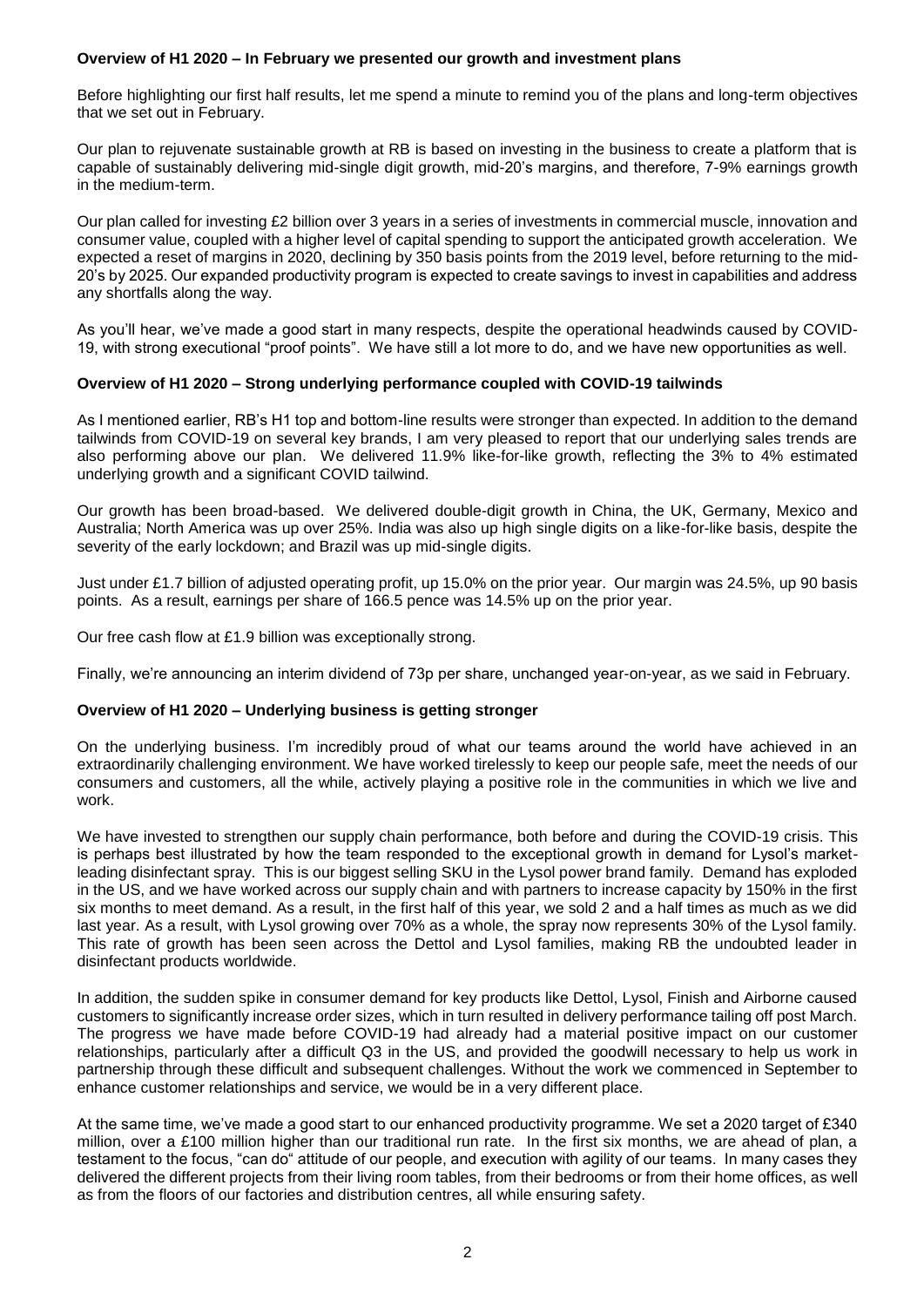**Overview of H1 2020 – In February we presented our growth and investment plans**

Before highlighting our first half results, let me spend a minute to remind you of the plans and long-term objectives that we set out in February.

Our plan to rejuvenate sustainable growth at RB is based on investing in the business to create a platform that is capable of sustainably delivering mid-single digit growth, mid-20's margins, and therefore, 7-9% earnings growth in the medium-term.

Our plan called for investing £2 billion over 3 years in a series of investments in commercial muscle, innovation and consumer value, coupled with a higher level of capital spending to support the anticipated growth acceleration. We expected a reset of margins in 2020, declining by 350 basis points from the 2019 level, before returning to the mid-20's by 2025. Our expanded productivity program is expected to create savings to invest in capabilities and address any shortfalls along the way.

As you'll hear, we've made a good start in many respects, despite the operational headwinds caused by COVID-19, with strong executional "proof points". We have still a lot more to do, and we have new opportunities as well.

**Overview of H1 2020 – Strong underlying performance coupled with COVID-19 tailwinds**

As I mentioned earlier, RB's H1 top and bottom-line results were stronger than expected. In addition to the demand tailwinds from COVID-19 on several key brands, I am very pleased to report that our underlying sales trends are also performing above our plan. We delivered 11.9% like-for-like growth, reflecting the 3% to 4% estimated underlying growth and a significant COVID tailwind.

Our growth has been broad-based. We delivered double-digit growth in China, the UK, Germany, Mexico and Australia; North America was up over 25%. India was also up high single digits on a like-for-like basis, despite the severity of the early lockdown; and Brazil was up mid-single digits.

Just under £1.7 billion of adjusted operating profit, up 15.0% on the prior year. Our margin was 24.5%, up 90 basis points. As a result, earnings per share of 166.5 pence was 14.5% up on the prior year.

Our free cash flow at £1.9 billion was exceptionally strong.

Finally, we're announcing an interim dividend of 73p per share, unchanged year-on-year, as we said in February.

**Overview of H1 2020 – Underlying business is getting stronger**

On the underlying business. I'm incredibly proud of what our teams around the world have achieved in an extraordinarily challenging environment. We have worked tirelessly to keep our people safe, meet the needs of our consumers and customers, all the while, actively playing a positive role in the communities in which we live and work.

We have invested to strengthen our supply chain performance, both before and during the COVID-19 crisis. This is perhaps best illustrated by how the team responded to the exceptional growth in demand for Lysol's market-leading disinfectant spray. This is our biggest selling SKU in the Lysol power brand family. Demand has exploded in the US, and we have worked across our supply chain and with partners to increase capacity by 150% in the first six months to meet demand. As a result, in the first half of this year, we sold 2 and a half times as much as we did last year. As a result, with Lysol growing over 70% as a whole, the spray now represents 30% of the Lysol family. This rate of growth has been seen across the Dettol and Lysol families, making RB the undoubted leader in disinfectant products worldwide.

In addition, the sudden spike in consumer demand for key products like Dettol, Lysol, Finish and Airborne caused customers to significantly increase order sizes, which in turn resulted in delivery performance tailing off post March. The progress we have made before COVID-19 had already had a material positive impact on our customer relationships, particularly after a difficult Q3 in the US, and provided the goodwill necessary to help us work in partnership through these difficult and subsequent challenges. Without the work we commenced in September to enhance customer relationships and service, we would be in a very different place.

At the same time, we've made a good start to our enhanced productivity programme. We set a 2020 target of £340 million, over a £100 million higher than our traditional run rate. In the first six months, we are ahead of plan, a testament to the focus, "can do" attitude of our people, and execution with agility of our teams. In many cases they delivered the different projects from their living room tables, from their bedrooms or from their home offices, as well as from the floors of our factories and distribution centres, all while ensuring safety.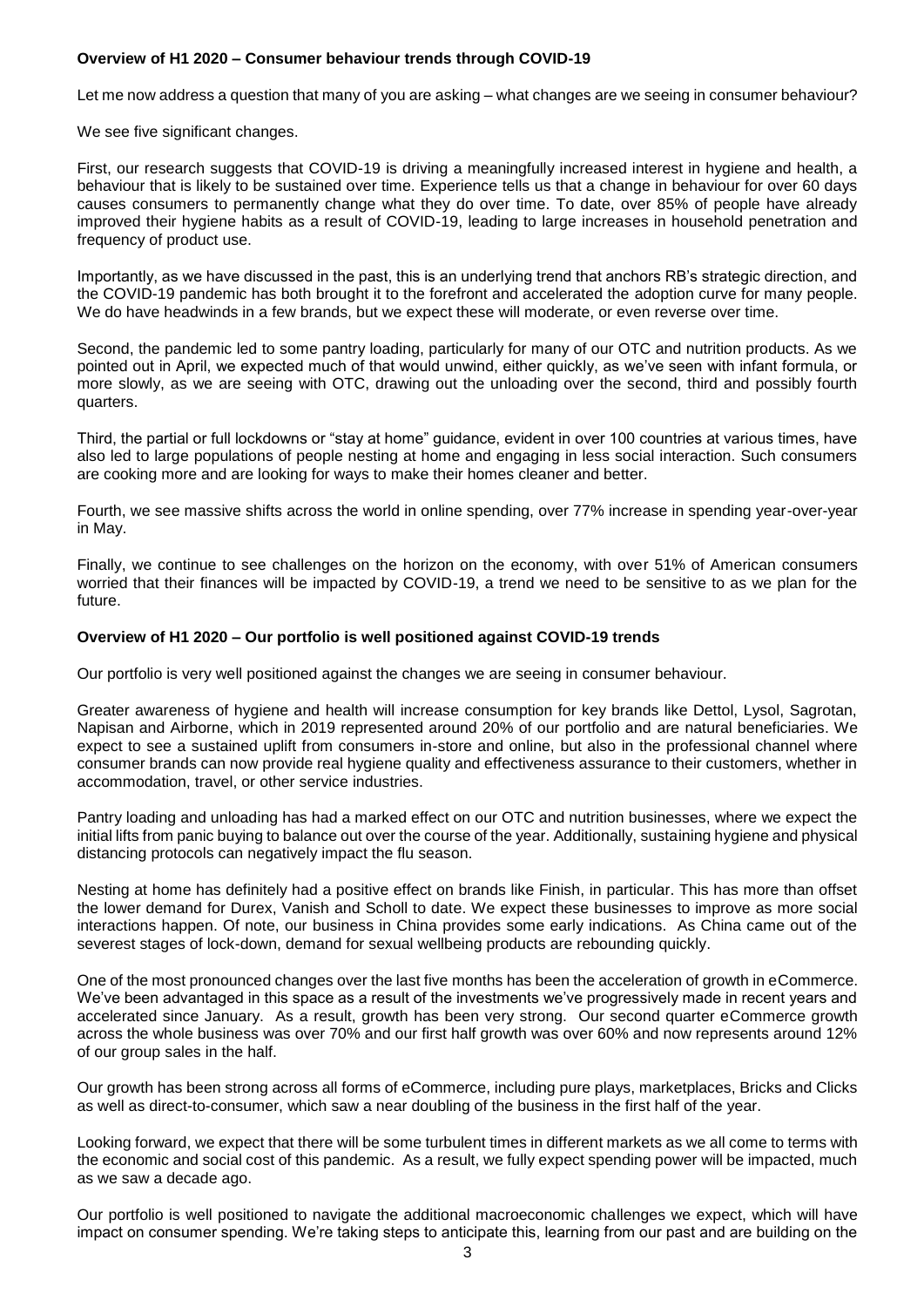**Overview of H1 2020 – Consumer behaviour trends through COVID-19**

Let me now address a question that many of you are asking – what changes are we seeing in consumer behaviour?

We see five significant changes.

First, our research suggests that COVID-19 is driving a meaningfully increased interest in hygiene and health, a behaviour that is likely to be sustained over time. Experience tells us that a change in behaviour for over 60 days causes consumers to permanently change what they do over time. To date, over 85% of people have already improved their hygiene habits as a result of COVID-19, leading to large increases in household penetration and frequency of product use.

Importantly, as we have discussed in the past, this is an underlying trend that anchors RB's strategic direction, and the COVID-19 pandemic has both brought it to the forefront and accelerated the adoption curve for many people. We do have headwinds in a few brands, but we expect these will moderate, or even reverse over time.

Second, the pandemic led to some pantry loading, particularly for many of our OTC and nutrition products. As we pointed out in April, we expected much of that would unwind, either quickly, as we've seen with infant formula, or more slowly, as we are seeing with OTC, drawing out the unloading over the second, third and possibly fourth quarters.

Third, the partial or full lockdowns or "stay at home" guidance, evident in over 100 countries at various times, have also led to large populations of people nesting at home and engaging in less social interaction. Such consumers are cooking more and are looking for ways to make their homes cleaner and better.

Fourth, we see massive shifts across the world in online spending, over 77% increase in spending year-over-year in May.

Finally, we continue to see challenges on the horizon on the economy, with over 51% of American consumers worried that their finances will be impacted by COVID-19, a trend we need to be sensitive to as we plan for the future.

**Overview of H1 2020 – Our portfolio is well positioned against COVID-19 trends**

Our portfolio is very well positioned against the changes we are seeing in consumer behaviour.

Greater awareness of hygiene and health will increase consumption for key brands like Dettol, Lysol, Sagrotan, Napisan and Airborne, which in 2019 represented around 20% of our portfolio and are natural beneficiaries. We expect to see a sustained uplift from consumers in-store and online, but also in the professional channel where consumer brands can now provide real hygiene quality and effectiveness assurance to their customers, whether in accommodation, travel, or other service industries.

Pantry loading and unloading has had a marked effect on our OTC and nutrition businesses, where we expect the initial lifts from panic buying to balance out over the course of the year. Additionally, sustaining hygiene and physical distancing protocols can negatively impact the flu season.

Nesting at home has definitely had a positive effect on brands like Finish, in particular. This has more than offset the lower demand for Durex, Vanish and Scholl to date. We expect these businesses to improve as more social interactions happen. Of note, our business in China provides some early indications. As China came out of the severest stages of lock-down, demand for sexual wellbeing products are rebounding quickly.

One of the most pronounced changes over the last five months has been the acceleration of growth in eCommerce. We've been advantaged in this space as a result of the investments we've progressively made in recent years and accelerated since January. As a result, growth has been very strong. Our second quarter eCommerce growth across the whole business was over 70% and our first half growth was over 60% and now represents around 12% of our group sales in the half.

Our growth has been strong across all forms of eCommerce, including pure plays, marketplaces, Bricks and Clicks as well as direct-to-consumer, which saw a near doubling of the business in the first half of the year.

Looking forward, we expect that there will be some turbulent times in different markets as we all come to terms with the economic and social cost of this pandemic. As a result, we fully expect spending power will be impacted, much as we saw a decade ago.

Our portfolio is well positioned to navigate the additional macroeconomic challenges we expect, which will have impact on consumer spending. We're taking steps to anticipate this, learning from our past and are building on the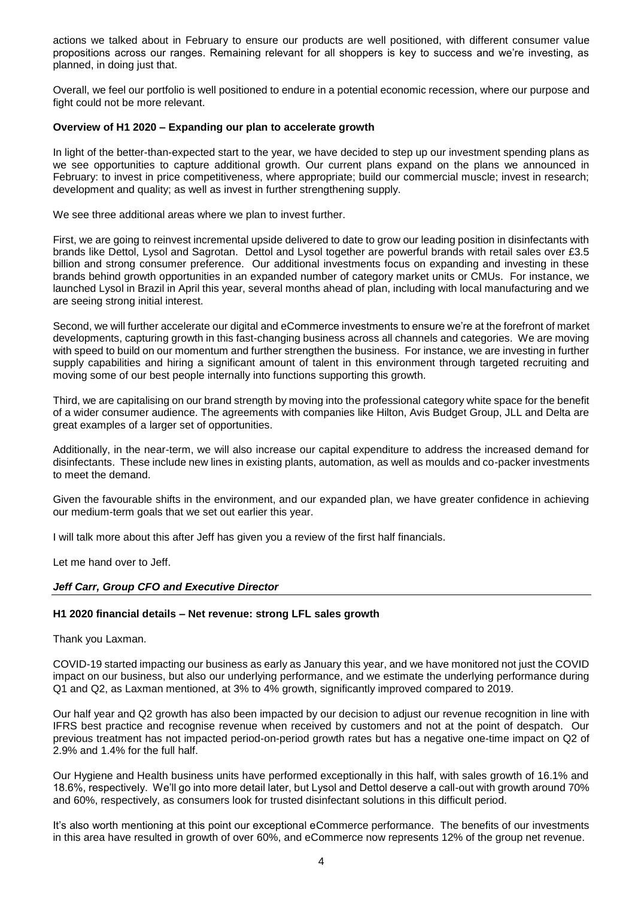actions we talked about in February to ensure our products are well positioned, with different consumer value propositions across our ranges. Remaining relevant for all shoppers is key to success and we're investing, as planned, in doing just that.

Overall, we feel our portfolio is well positioned to endure in a potential economic recession, where our purpose and fight could not be more relevant.

**Overview of H1 2020 – Expanding our plan to accelerate growth**

In light of the better-than-expected start to the year, we have decided to step up our investment spending plans as we see opportunities to capture additional growth. Our current plans expand on the plans we announced in February: to invest in price competitiveness, where appropriate; build our commercial muscle; invest in research; development and quality; as well as invest in further strengthening supply.

We see three additional areas where we plan to invest further.

First, we are going to reinvest incremental upside delivered to date to grow our leading position in disinfectants with brands like Dettol, Lysol and Sagrotan. Dettol and Lysol together are powerful brands with retail sales over £3.5 billion and strong consumer preference. Our additional investments focus on expanding and investing in these brands behind growth opportunities in an expanded number of category market units or CMUs. For instance, we launched Lysol in Brazil in April this year, several months ahead of plan, including with local manufacturing and we are seeing strong initial interest.

Second, we will further accelerate our digital and eCommerce investments to ensure we're at the forefront of market developments, capturing growth in this fast-changing business across all channels and categories. We are moving with speed to build on our momentum and further strengthen the business. For instance, we are investing in further supply capabilities and hiring a significant amount of talent in this environment through targeted recruiting and moving some of our best people internally into functions supporting this growth.

Third, we are capitalising on our brand strength by moving into the professional category white space for the benefit of a wider consumer audience. The agreements with companies like Hilton, Avis Budget Group, JLL and Delta are great examples of a larger set of opportunities.

Additionally, in the near-term, we will also increase our capital expenditure to address the increased demand for disinfectants. These include new lines in existing plants, automation, as well as moulds and co-packer investments to meet the demand.

Given the favourable shifts in the environment, and our expanded plan, we have greater confidence in achieving our medium-term goals that we set out earlier this year.

I will talk more about this after Jeff has given you a review of the first half financials.

Let me hand over to Jeff.

***Jeff Carr, Group CFO and Executive Director***

**H1 2020 financial details – Net revenue: strong LFL sales growth**

Thank you Laxman.

COVID-19 started impacting our business as early as January this year, and we have monitored not just the COVID impact on our business, but also our underlying performance, and we estimate the underlying performance during Q1 and Q2, as Laxman mentioned, at 3% to 4% growth, significantly improved compared to 2019.

Our half year and Q2 growth has also been impacted by our decision to adjust our revenue recognition in line with IFRS best practice and recognise revenue when received by customers and not at the point of despatch. Our previous treatment has not impacted period-on-period growth rates but has a negative one-time impact on Q2 of 2.9% and 1.4% for the full half.

Our Hygiene and Health business units have performed exceptionally in this half, with sales growth of 16.1% and 18.6%, respectively. We'll go into more detail later, but Lysol and Dettol deserve a call-out with growth around 70% and 60%, respectively, as consumers look for trusted disinfectant solutions in this difficult period.

It's also worth mentioning at this point our exceptional eCommerce performance. The benefits of our investments in this area have resulted in growth of over 60%, and eCommerce now represents 12% of the group net revenue.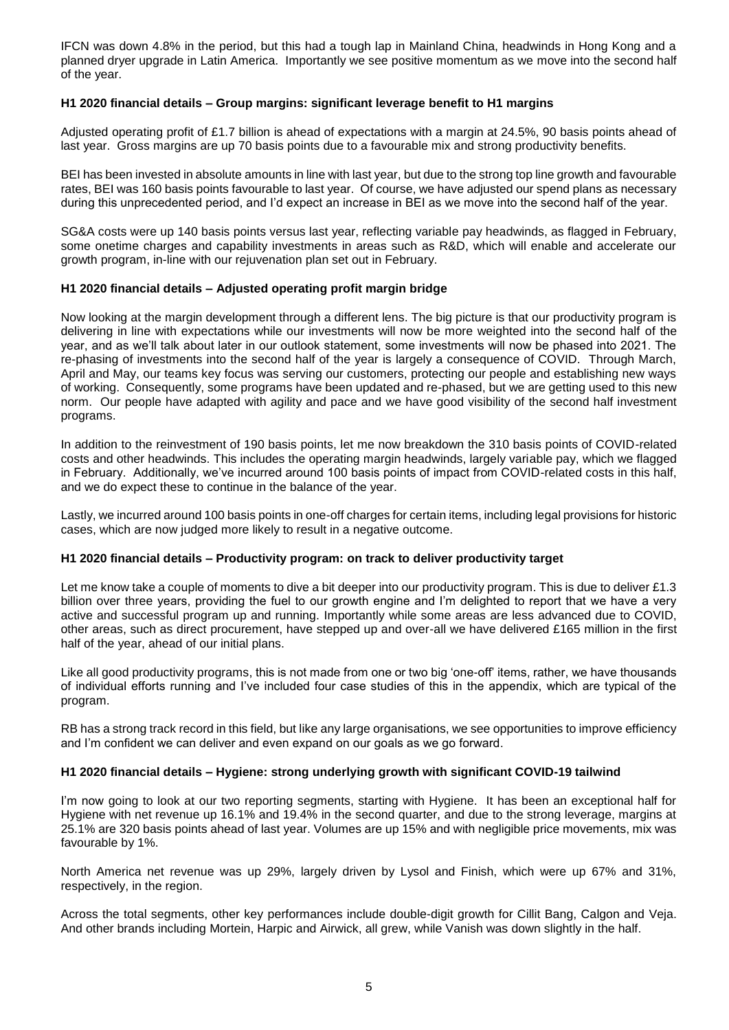IFCN was down 4.8% in the period, but this had a tough lap in Mainland China, headwinds in Hong Kong and a planned dryer upgrade in Latin America. Importantly we see positive momentum as we move into the second half of the year.

### H1 2020 financial details – Group margins: significant leverage benefit to H1 margins

Adjusted operating profit of £1.7 billion is ahead of expectations with a margin at 24.5%, 90 basis points ahead of last year. Gross margins are up 70 basis points due to a favourable mix and strong productivity benefits.

BEI has been invested in absolute amounts in line with last year, but due to the strong top line growth and favourable rates, BEI was 160 basis points favourable to last year. Of course, we have adjusted our spend plans as necessary during this unprecedented period, and I'd expect an increase in BEI as we move into the second half of the year.

SG&A costs were up 140 basis points versus last year, reflecting variable pay headwinds, as flagged in February, some onetime charges and capability investments in areas such as R&D, which will enable and accelerate our growth program, in-line with our rejuvenation plan set out in February.

### H1 2020 financial details – Adjusted operating profit margin bridge

Now looking at the margin development through a different lens. The big picture is that our productivity program is delivering in line with expectations while our investments will now be more weighted into the second half of the year, and as we'll talk about later in our outlook statement, some investments will now be phased into 2021. The re-phasing of investments into the second half of the year is largely a consequence of COVID. Through March, April and May, our teams key focus was serving our customers, protecting our people and establishing new ways of working. Consequently, some programs have been updated and re-phased, but we are getting used to this new norm. Our people have adapted with agility and pace and we have good visibility of the second half investment programs.

In addition to the reinvestment of 190 basis points, let me now breakdown the 310 basis points of COVID-related costs and other headwinds. This includes the operating margin headwinds, largely variable pay, which we flagged in February. Additionally, we've incurred around 100 basis points of impact from COVID-related costs in this half, and we do expect these to continue in the balance of the year.

Lastly, we incurred around 100 basis points in one-off charges for certain items, including legal provisions for historic cases, which are now judged more likely to result in a negative outcome.

### H1 2020 financial details – Productivity program: on track to deliver productivity target

Let me know take a couple of moments to dive a bit deeper into our productivity program. This is due to deliver £1.3 billion over three years, providing the fuel to our growth engine and I'm delighted to report that we have a very active and successful program up and running. Importantly while some areas are less advanced due to COVID, other areas, such as direct procurement, have stepped up and over-all we have delivered £165 million in the first half of the year, ahead of our initial plans.

Like all good productivity programs, this is not made from one or two big 'one-off' items, rather, we have thousands of individual efforts running and I've included four case studies of this in the appendix, which are typical of the program.

RB has a strong track record in this field, but like any large organisations, we see opportunities to improve efficiency and I'm confident we can deliver and even expand on our goals as we go forward.

### H1 2020 financial details – Hygiene: strong underlying growth with significant COVID-19 tailwind

I'm now going to look at our two reporting segments, starting with Hygiene. It has been an exceptional half for Hygiene with net revenue up 16.1% and 19.4% in the second quarter, and due to the strong leverage, margins at 25.1% are 320 basis points ahead of last year. Volumes are up 15% and with negligible price movements, mix was favourable by 1%.

North America net revenue was up 29%, largely driven by Lysol and Finish, which were up 67% and 31%, respectively, in the region.

Across the total segments, other key performances include double-digit growth for Cillit Bang, Calgon and Veja. And other brands including Mortein, Harpic and Airwick, all grew, while Vanish was down slightly in the half.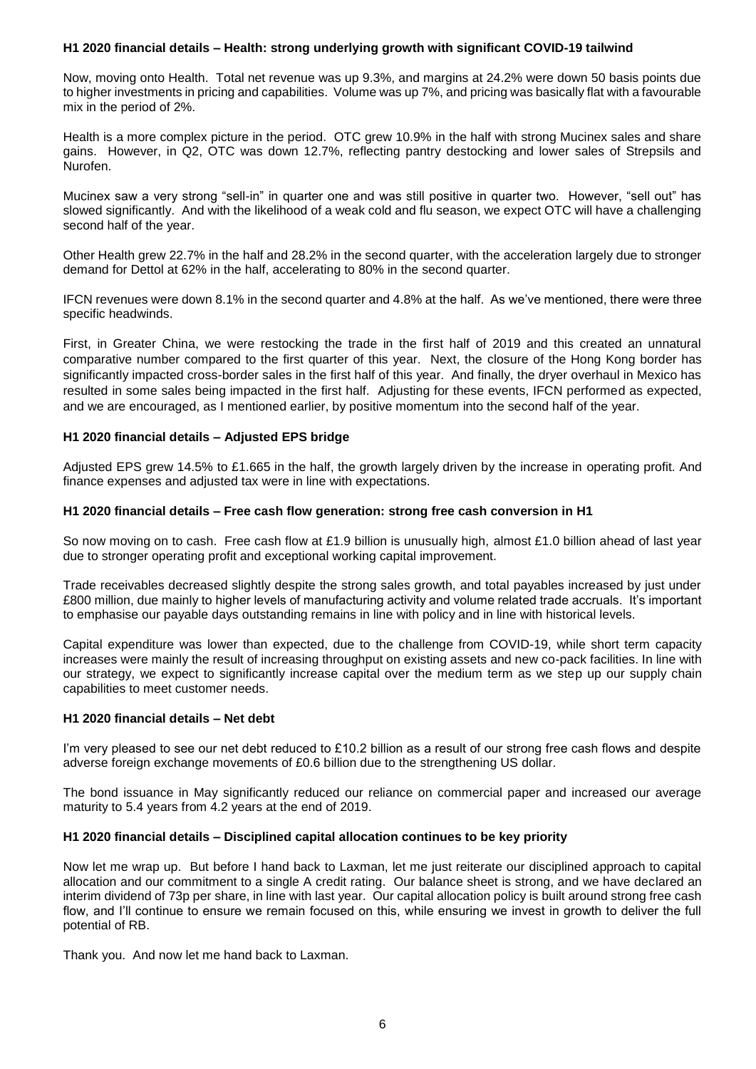### H1 2020 financial details – Health: strong underlying growth with significant COVID-19 tailwind

Now, moving onto Health. Total net revenue was up 9.3%, and margins at 24.2% were down 50 basis points due to higher investments in pricing and capabilities. Volume was up 7%, and pricing was basically flat with a favourable mix in the period of 2%.

Health is a more complex picture in the period. OTC grew 10.9% in the half with strong Mucinex sales and share gains. However, in Q2, OTC was down 12.7%, reflecting pantry destocking and lower sales of Strepsils and Nurofen.

Mucinex saw a very strong "sell-in" in quarter one and was still positive in quarter two. However, "sell out" has slowed significantly. And with the likelihood of a weak cold and flu season, we expect OTC will have a challenging second half of the year.

Other Health grew 22.7% in the half and 28.2% in the second quarter, with the acceleration largely due to stronger demand for Dettol at 62% in the half, accelerating to 80% in the second quarter.

IFCN revenues were down 8.1% in the second quarter and 4.8% at the half. As we've mentioned, there were three specific headwinds.

First, in Greater China, we were restocking the trade in the first half of 2019 and this created an unnatural comparative number compared to the first quarter of this year. Next, the closure of the Hong Kong border has significantly impacted cross-border sales in the first half of this year. And finally, the dryer overhaul in Mexico has resulted in some sales being impacted in the first half. Adjusting for these events, IFCN performed as expected, and we are encouraged, as I mentioned earlier, by positive momentum into the second half of the year.

### H1 2020 financial details – Adjusted EPS bridge

Adjusted EPS grew 14.5% to £1.665 in the half, the growth largely driven by the increase in operating profit. And finance expenses and adjusted tax were in line with expectations.

### H1 2020 financial details – Free cash flow generation: strong free cash conversion in H1

So now moving on to cash. Free cash flow at £1.9 billion is unusually high, almost £1.0 billion ahead of last year due to stronger operating profit and exceptional working capital improvement.

Trade receivables decreased slightly despite the strong sales growth, and total payables increased by just under £800 million, due mainly to higher levels of manufacturing activity and volume related trade accruals. It's important to emphasise our payable days outstanding remains in line with policy and in line with historical levels.

Capital expenditure was lower than expected, due to the challenge from COVID-19, while short term capacity increases were mainly the result of increasing throughput on existing assets and new co-pack facilities. In line with our strategy, we expect to significantly increase capital over the medium term as we step up our supply chain capabilities to meet customer needs.

### H1 2020 financial details – Net debt

I'm very pleased to see our net debt reduced to £10.2 billion as a result of our strong free cash flows and despite adverse foreign exchange movements of £0.6 billion due to the strengthening US dollar.

The bond issuance in May significantly reduced our reliance on commercial paper and increased our average maturity to 5.4 years from 4.2 years at the end of 2019.

### H1 2020 financial details – Disciplined capital allocation continues to be key priority

Now let me wrap up. But before I hand back to Laxman, let me just reiterate our disciplined approach to capital allocation and our commitment to a single A credit rating. Our balance sheet is strong, and we have declared an interim dividend of 73p per share, in line with last year. Our capital allocation policy is built around strong free cash flow, and I'll continue to ensure we remain focused on this, while ensuring we invest in growth to deliver the full potential of RB.

Thank you. And now let me hand back to Laxman.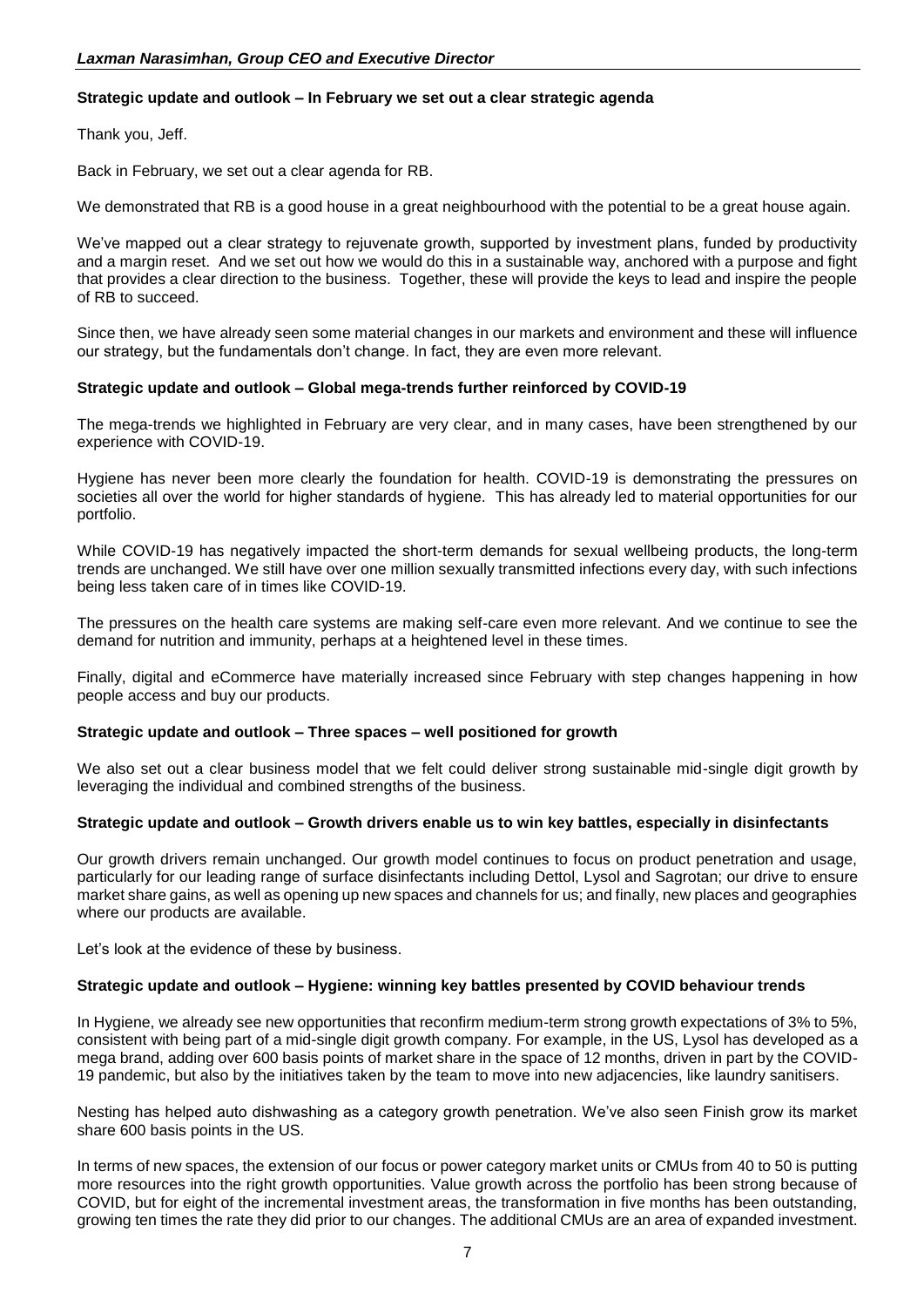*Laxman Narasimhan, Group CEO and Executive Director*

**Strategic update and outlook – In February we set out a clear strategic agenda**

Thank you, Jeff.

Back in February, we set out a clear agenda for RB.

We demonstrated that RB is a good house in a great neighbourhood with the potential to be a great house again.

We've mapped out a clear strategy to rejuvenate growth, supported by investment plans, funded by productivity and a margin reset. And we set out how we would do this in a sustainable way, anchored with a purpose and fight that provides a clear direction to the business. Together, these will provide the keys to lead and inspire the people of RB to succeed.

Since then, we have already seen some material changes in our markets and environment and these will influence our strategy, but the fundamentals don't change. In fact, they are even more relevant.

**Strategic update and outlook – Global mega-trends further reinforced by COVID-19**

The mega-trends we highlighted in February are very clear, and in many cases, have been strengthened by our experience with COVID-19.

Hygiene has never been more clearly the foundation for health. COVID-19 is demonstrating the pressures on societies all over the world for higher standards of hygiene. This has already led to material opportunities for our portfolio.

While COVID-19 has negatively impacted the short-term demands for sexual wellbeing products, the long-term trends are unchanged. We still have over one million sexually transmitted infections every day, with such infections being less taken care of in times like COVID-19.

The pressures on the health care systems are making self-care even more relevant. And we continue to see the demand for nutrition and immunity, perhaps at a heightened level in these times.

Finally, digital and eCommerce have materially increased since February with step changes happening in how people access and buy our products.

**Strategic update and outlook – Three spaces – well positioned for growth**

We also set out a clear business model that we felt could deliver strong sustainable mid-single digit growth by leveraging the individual and combined strengths of the business.

**Strategic update and outlook – Growth drivers enable us to win key battles, especially in disinfectants**

Our growth drivers remain unchanged. Our growth model continues to focus on product penetration and usage, particularly for our leading range of surface disinfectants including Dettol, Lysol and Sagrotan; our drive to ensure market share gains, as well as opening up new spaces and channels for us; and finally, new places and geographies where our products are available.

Let's look at the evidence of these by business.

**Strategic update and outlook – Hygiene: winning key battles presented by COVID behaviour trends**

In Hygiene, we already see new opportunities that reconfirm medium-term strong growth expectations of 3% to 5%, consistent with being part of a mid-single digit growth company. For example, in the US, Lysol has developed as a mega brand, adding over 600 basis points of market share in the space of 12 months, driven in part by the COVID-19 pandemic, but also by the initiatives taken by the team to move into new adjacencies, like laundry sanitisers.

Nesting has helped auto dishwashing as a category growth penetration. We've also seen Finish grow its market share 600 basis points in the US.

In terms of new spaces, the extension of our focus or power category market units or CMUs from 40 to 50 is putting more resources into the right growth opportunities. Value growth across the portfolio has been strong because of COVID, but for eight of the incremental investment areas, the transformation in five months has been outstanding, growing ten times the rate they did prior to our changes. The additional CMUs are an area of expanded investment.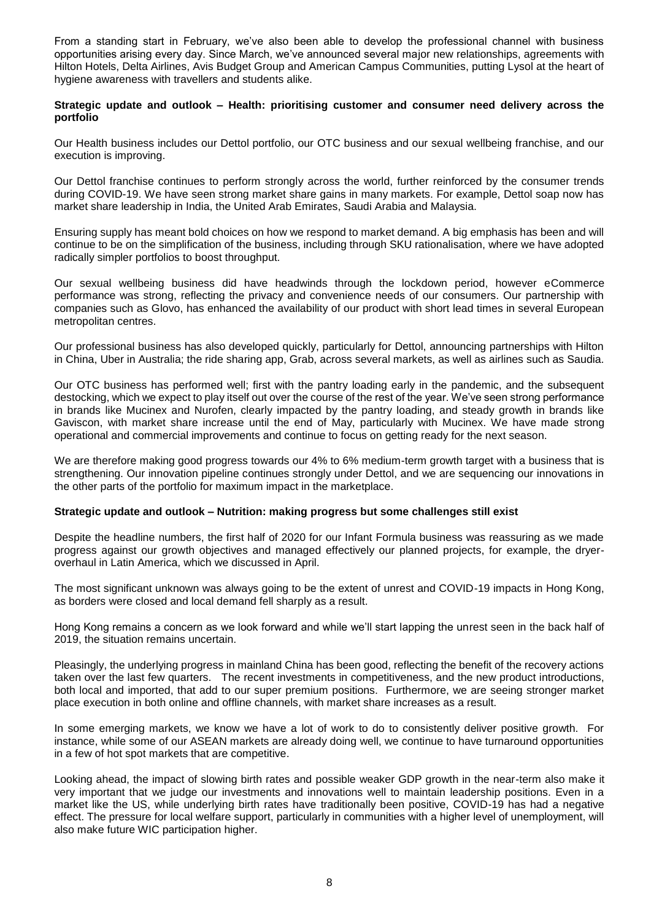From a standing start in February, we've also been able to develop the professional channel with business opportunities arising every day. Since March, we've announced several major new relationships, agreements with Hilton Hotels, Delta Airlines, Avis Budget Group and American Campus Communities, putting Lysol at the heart of hygiene awareness with travellers and students alike.

**Strategic update and outlook – Health: prioritising customer and consumer need delivery across the portfolio**

Our Health business includes our Dettol portfolio, our OTC business and our sexual wellbeing franchise, and our execution is improving.

Our Dettol franchise continues to perform strongly across the world, further reinforced by the consumer trends during COVID-19. We have seen strong market share gains in many markets. For example, Dettol soap now has market share leadership in India, the United Arab Emirates, Saudi Arabia and Malaysia.

Ensuring supply has meant bold choices on how we respond to market demand. A big emphasis has been and will continue to be on the simplification of the business, including through SKU rationalisation, where we have adopted radically simpler portfolios to boost throughput.

Our sexual wellbeing business did have headwinds through the lockdown period, however eCommerce performance was strong, reflecting the privacy and convenience needs of our consumers. Our partnership with companies such as Glovo, has enhanced the availability of our product with short lead times in several European metropolitan centres.

Our professional business has also developed quickly, particularly for Dettol, announcing partnerships with Hilton in China, Uber in Australia; the ride sharing app, Grab, across several markets, as well as airlines such as Saudia.

Our OTC business has performed well; first with the pantry loading early in the pandemic, and the subsequent destocking, which we expect to play itself out over the course of the rest of the year. We've seen strong performance in brands like Mucinex and Nurofen, clearly impacted by the pantry loading, and steady growth in brands like Gaviscon, with market share increase until the end of May, particularly with Mucinex. We have made strong operational and commercial improvements and continue to focus on getting ready for the next season.

We are therefore making good progress towards our 4% to 6% medium-term growth target with a business that is strengthening. Our innovation pipeline continues strongly under Dettol, and we are sequencing our innovations in the other parts of the portfolio for maximum impact in the marketplace.

**Strategic update and outlook – Nutrition: making progress but some challenges still exist**

Despite the headline numbers, the first half of 2020 for our Infant Formula business was reassuring as we made progress against our growth objectives and managed effectively our planned projects, for example, the dryer-overhaul in Latin America, which we discussed in April.

The most significant unknown was always going to be the extent of unrest and COVID-19 impacts in Hong Kong, as borders were closed and local demand fell sharply as a result.

Hong Kong remains a concern as we look forward and while we'll start lapping the unrest seen in the back half of 2019, the situation remains uncertain.

Pleasingly, the underlying progress in mainland China has been good, reflecting the benefit of the recovery actions taken over the last few quarters. The recent investments in competitiveness, and the new product introductions, both local and imported, that add to our super premium positions. Furthermore, we are seeing stronger market place execution in both online and offline channels, with market share increases as a result.

In some emerging markets, we know we have a lot of work to do to consistently deliver positive growth. For instance, while some of our ASEAN markets are already doing well, we continue to have turnaround opportunities in a few of hot spot markets that are competitive.

Looking ahead, the impact of slowing birth rates and possible weaker GDP growth in the near-term also make it very important that we judge our investments and innovations well to maintain leadership positions. Even in a market like the US, while underlying birth rates have traditionally been positive, COVID-19 has had a negative effect. The pressure for local welfare support, particularly in communities with a higher level of unemployment, will also make future WIC participation higher.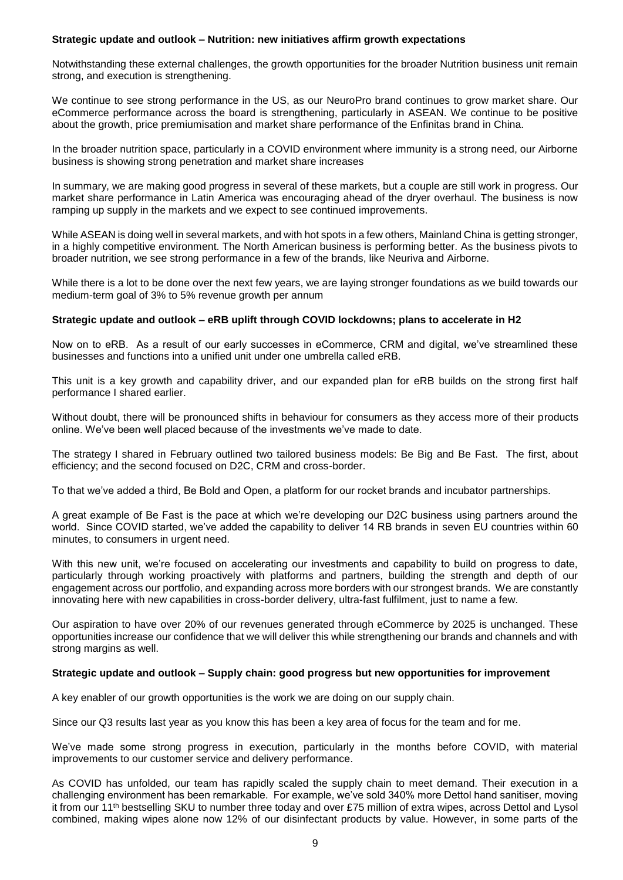**Strategic update and outlook – Nutrition: new initiatives affirm growth expectations**

Notwithstanding these external challenges, the growth opportunities for the broader Nutrition business unit remain strong, and execution is strengthening.

We continue to see strong performance in the US, as our NeuroPro brand continues to grow market share. Our eCommerce performance across the board is strengthening, particularly in ASEAN. We continue to be positive about the growth, price premiumisation and market share performance of the Enfinitas brand in China.

In the broader nutrition space, particularly in a COVID environment where immunity is a strong need, our Airborne business is showing strong penetration and market share increases

In summary, we are making good progress in several of these markets, but a couple are still work in progress. Our market share performance in Latin America was encouraging ahead of the dryer overhaul. The business is now ramping up supply in the markets and we expect to see continued improvements.

While ASEAN is doing well in several markets, and with hot spots in a few others, Mainland China is getting stronger, in a highly competitive environment. The North American business is performing better. As the business pivots to broader nutrition, we see strong performance in a few of the brands, like Neuriva and Airborne.

While there is a lot to be done over the next few years, we are laying stronger foundations as we build towards our medium-term goal of 3% to 5% revenue growth per annum

**Strategic update and outlook – eRB uplift through COVID lockdowns; plans to accelerate in H2**

Now on to eRB. As a result of our early successes in eCommerce, CRM and digital, we've streamlined these businesses and functions into a unified unit under one umbrella called eRB.

This unit is a key growth and capability driver, and our expanded plan for eRB builds on the strong first half performance I shared earlier.

Without doubt, there will be pronounced shifts in behaviour for consumers as they access more of their products online. We've been well placed because of the investments we've made to date.

The strategy I shared in February outlined two tailored business models: Be Big and Be Fast. The first, about efficiency; and the second focused on D2C, CRM and cross-border.

To that we've added a third, Be Bold and Open, a platform for our rocket brands and incubator partnerships.

A great example of Be Fast is the pace at which we're developing our D2C business using partners around the world. Since COVID started, we've added the capability to deliver 14 RB brands in seven EU countries within 60 minutes, to consumers in urgent need.

With this new unit, we're focused on accelerating our investments and capability to build on progress to date, particularly through working proactively with platforms and partners, building the strength and depth of our engagement across our portfolio, and expanding across more borders with our strongest brands. We are constantly innovating here with new capabilities in cross-border delivery, ultra-fast fulfilment, just to name a few.

Our aspiration to have over 20% of our revenues generated through eCommerce by 2025 is unchanged. These opportunities increase our confidence that we will deliver this while strengthening our brands and channels and with strong margins as well.

**Strategic update and outlook – Supply chain: good progress but new opportunities for improvement**

A key enabler of our growth opportunities is the work we are doing on our supply chain.

Since our Q3 results last year as you know this has been a key area of focus for the team and for me.

We've made some strong progress in execution, particularly in the months before COVID, with material improvements to our customer service and delivery performance.

As COVID has unfolded, our team has rapidly scaled the supply chain to meet demand. Their execution in a challenging environment has been remarkable. For example, we've sold 340% more Dettol hand sanitiser, moving it from our 11th bestselling SKU to number three today and over £75 million of extra wipes, across Dettol and Lysol combined, making wipes alone now 12% of our disinfectant products by value. However, in some parts of the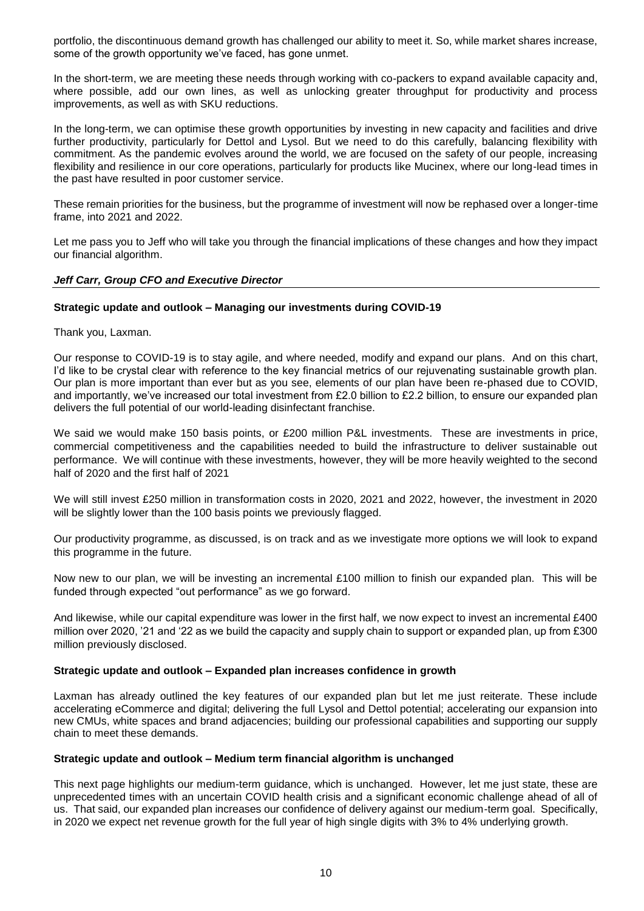portfolio, the discontinuous demand growth has challenged our ability to meet it. So, while market shares increase, some of the growth opportunity we've faced, has gone unmet.

In the short-term, we are meeting these needs through working with co-packers to expand available capacity and, where possible, add our own lines, as well as unlocking greater throughput for productivity and process improvements, as well as with SKU reductions.

In the long-term, we can optimise these growth opportunities by investing in new capacity and facilities and drive further productivity, particularly for Dettol and Lysol. But we need to do this carefully, balancing flexibility with commitment. As the pandemic evolves around the world, we are focused on the safety of our people, increasing flexibility and resilience in our core operations, particularly for products like Mucinex, where our long-lead times in the past have resulted in poor customer service.

These remain priorities for the business, but the programme of investment will now be rephased over a longer-time frame, into 2021 and 2022.

Let me pass you to Jeff who will take you through the financial implications of these changes and how they impact our financial algorithm.

***Jeff Carr, Group CFO and Executive Director***

**Strategic update and outlook – Managing our investments during COVID-19**

Thank you, Laxman.

Our response to COVID-19 is to stay agile, and where needed, modify and expand our plans. And on this chart, I'd like to be crystal clear with reference to the key financial metrics of our rejuvenating sustainable growth plan. Our plan is more important than ever but as you see, elements of our plan have been re-phased due to COVID, and importantly, we've increased our total investment from £2.0 billion to £2.2 billion, to ensure our expanded plan delivers the full potential of our world-leading disinfectant franchise.

We said we would make 150 basis points, or £200 million P&L investments. These are investments in price, commercial competitiveness and the capabilities needed to build the infrastructure to deliver sustainable out performance. We will continue with these investments, however, they will be more heavily weighted to the second half of 2020 and the first half of 2021

We will still invest £250 million in transformation costs in 2020, 2021 and 2022, however, the investment in 2020 will be slightly lower than the 100 basis points we previously flagged.

Our productivity programme, as discussed, is on track and as we investigate more options we will look to expand this programme in the future.

Now new to our plan, we will be investing an incremental £100 million to finish our expanded plan. This will be funded through expected "out performance" as we go forward.

And likewise, while our capital expenditure was lower in the first half, we now expect to invest an incremental £400 million over 2020, '21 and '22 as we build the capacity and supply chain to support or expanded plan, up from £300 million previously disclosed.

**Strategic update and outlook – Expanded plan increases confidence in growth**

Laxman has already outlined the key features of our expanded plan but let me just reiterate. These include accelerating eCommerce and digital; delivering the full Lysol and Dettol potential; accelerating our expansion into new CMUs, white spaces and brand adjacencies; building our professional capabilities and supporting our supply chain to meet these demands.

**Strategic update and outlook – Medium term financial algorithm is unchanged**

This next page highlights our medium-term guidance, which is unchanged. However, let me just state, these are unprecedented times with an uncertain COVID health crisis and a significant economic challenge ahead of all of us. That said, our expanded plan increases our confidence of delivery against our medium-term goal. Specifically, in 2020 we expect net revenue growth for the full year of high single digits with 3% to 4% underlying growth.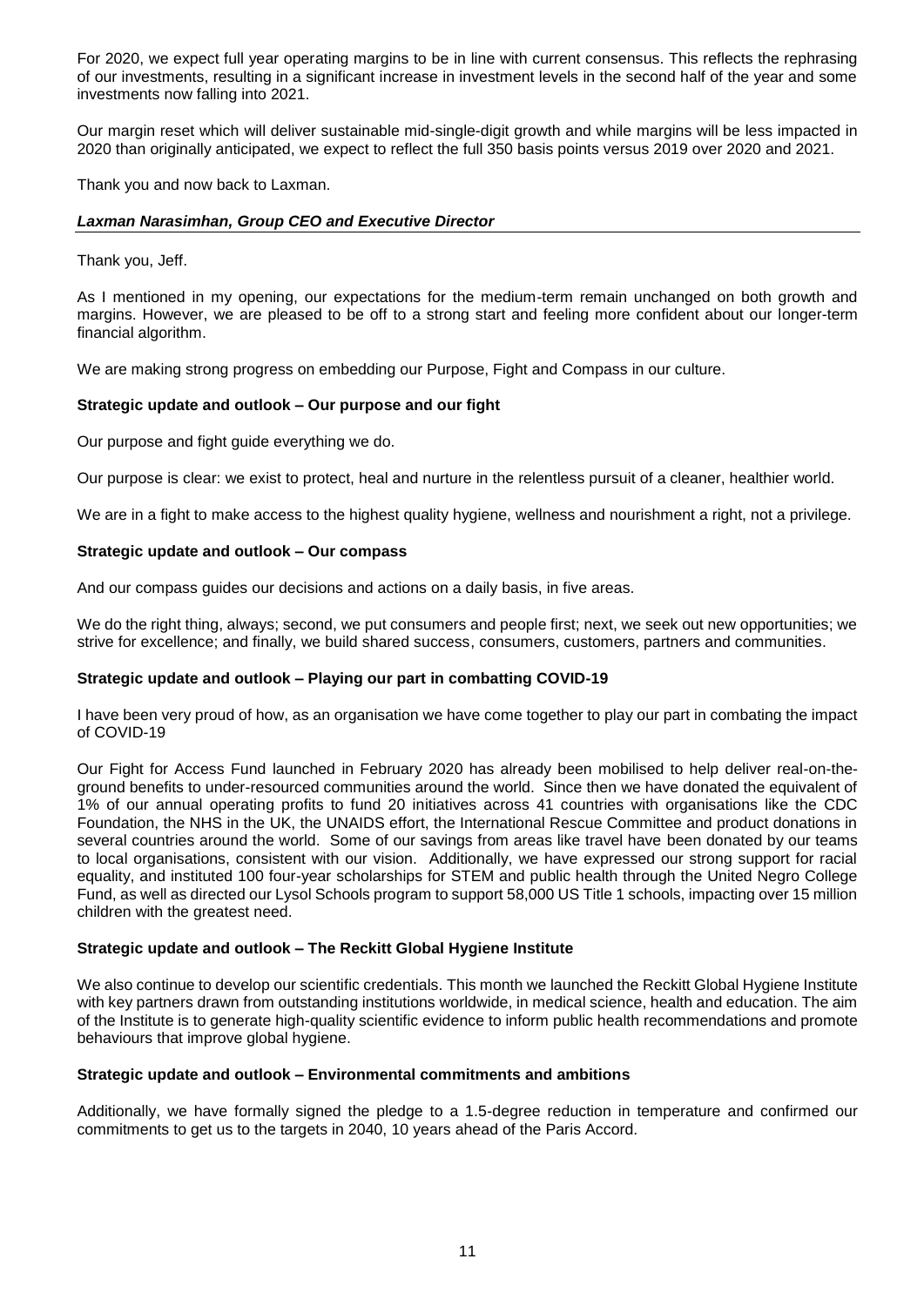For 2020, we expect full year operating margins to be in line with current consensus. This reflects the rephrasing of our investments, resulting in a significant increase in investment levels in the second half of the year and some investments now falling into 2021.

Our margin reset which will deliver sustainable mid-single-digit growth and while margins will be less impacted in 2020 than originally anticipated, we expect to reflect the full 350 basis points versus 2019 over 2020 and 2021.

Thank you and now back to Laxman.

***Laxman Narasimhan, Group CEO and Executive Director***

Thank you, Jeff.

As I mentioned in my opening, our expectations for the medium-term remain unchanged on both growth and margins. However, we are pleased to be off to a strong start and feeling more confident about our longer-term financial algorithm.

We are making strong progress on embedding our Purpose, Fight and Compass in our culture.

**Strategic update and outlook – Our purpose and our fight**

Our purpose and fight guide everything we do.

Our purpose is clear: we exist to protect, heal and nurture in the relentless pursuit of a cleaner, healthier world.

We are in a fight to make access to the highest quality hygiene, wellness and nourishment a right, not a privilege.

**Strategic update and outlook – Our compass**

And our compass guides our decisions and actions on a daily basis, in five areas.

We do the right thing, always; second, we put consumers and people first; next, we seek out new opportunities; we strive for excellence; and finally, we build shared success, consumers, customers, partners and communities.

**Strategic update and outlook – Playing our part in combatting COVID-19**

I have been very proud of how, as an organisation we have come together to play our part in combating the impact of COVID-19

Our Fight for Access Fund launched in February 2020 has already been mobilised to help deliver real-on-the-ground benefits to under-resourced communities around the world. Since then we have donated the equivalent of 1% of our annual operating profits to fund 20 initiatives across 41 countries with organisations like the CDC Foundation, the NHS in the UK, the UNAIDS effort, the International Rescue Committee and product donations in several countries around the world. Some of our savings from areas like travel have been donated by our teams to local organisations, consistent with our vision. Additionally, we have expressed our strong support for racial equality, and instituted 100 four-year scholarships for STEM and public health through the United Negro College Fund, as well as directed our Lysol Schools program to support 58,000 US Title 1 schools, impacting over 15 million children with the greatest need.

**Strategic update and outlook – The Reckitt Global Hygiene Institute**

We also continue to develop our scientific credentials. This month we launched the Reckitt Global Hygiene Institute with key partners drawn from outstanding institutions worldwide, in medical science, health and education. The aim of the Institute is to generate high-quality scientific evidence to inform public health recommendations and promote behaviours that improve global hygiene.

**Strategic update and outlook – Environmental commitments and ambitions**

Additionally, we have formally signed the pledge to a 1.5-degree reduction in temperature and confirmed our commitments to get us to the targets in 2040, 10 years ahead of the Paris Accord.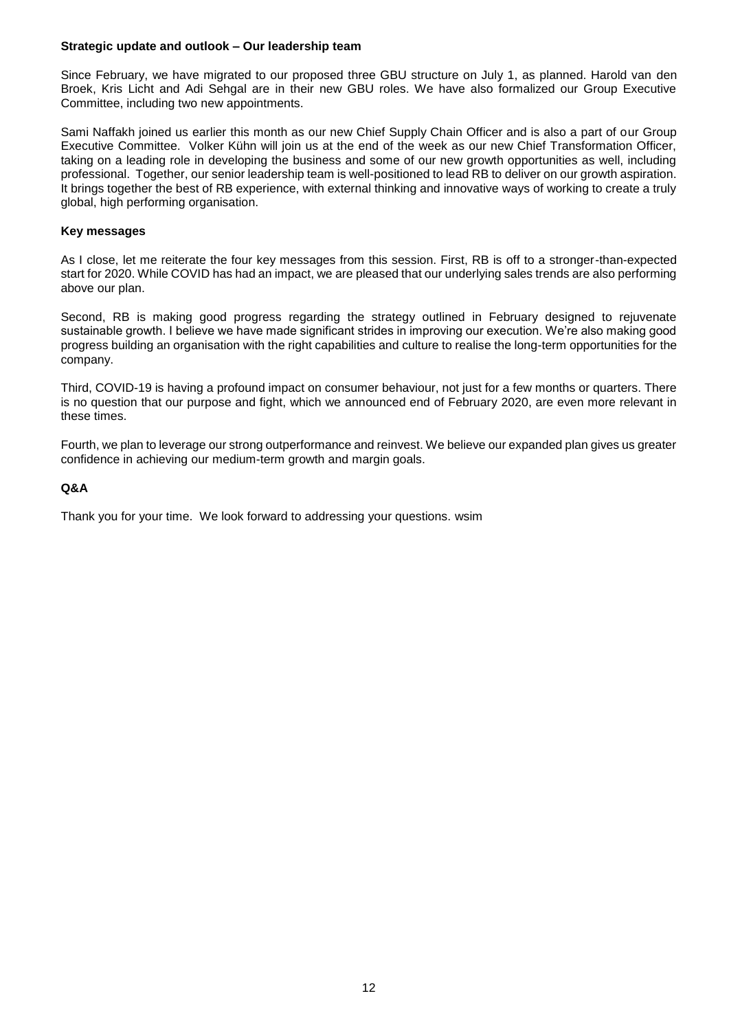**Strategic update and outlook – Our leadership team**

Since February, we have migrated to our proposed three GBU structure on July 1, as planned. Harold van den Broek, Kris Licht and Adi Sehgal are in their new GBU roles. We have also formalized our Group Executive Committee, including two new appointments.

Sami Naffakh joined us earlier this month as our new Chief Supply Chain Officer and is also a part of our Group Executive Committee. Volker Kühn will join us at the end of the week as our new Chief Transformation Officer, taking on a leading role in developing the business and some of our new growth opportunities as well, including professional. Together, our senior leadership team is well-positioned to lead RB to deliver on our growth aspiration. It brings together the best of RB experience, with external thinking and innovative ways of working to create a truly global, high performing organisation.

**Key messages**

As I close, let me reiterate the four key messages from this session. First, RB is off to a stronger-than-expected start for 2020. While COVID has had an impact, we are pleased that our underlying sales trends are also performing above our plan.

Second, RB is making good progress regarding the strategy outlined in February designed to rejuvenate sustainable growth. I believe we have made significant strides in improving our execution. We're also making good progress building an organisation with the right capabilities and culture to realise the long-term opportunities for the company.

Third, COVID-19 is having a profound impact on consumer behaviour, not just for a few months or quarters. There is no question that our purpose and fight, which we announced end of February 2020, are even more relevant in these times.

Fourth, we plan to leverage our strong outperformance and reinvest. We believe our expanded plan gives us greater confidence in achieving our medium-term growth and margin goals.

**Q&A**

Thank you for your time. We look forward to addressing your questions. wsim